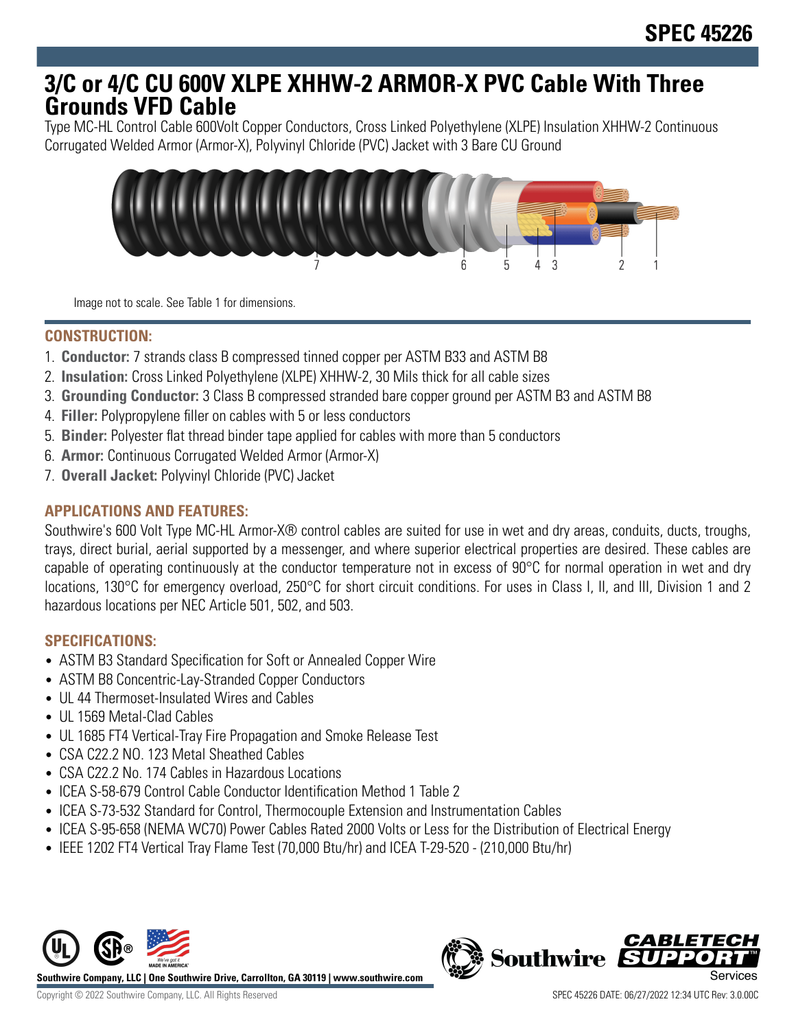# 3/C or 4/C CU 600V XLPE XHHW-2 ARMOR-X PVC Cable With Three Grounds VFD Cable

Type MC-HL Control Cable 600Volt Copper Conductors, Cross Linked Polyethylene (XLPE) Insulation XHHW-2 Continuous Corrugated Welded Armor (Armor-X), Polyvinyl Chloride (PVC) Jacket with 3 Bare CU Ground

Image not to scale. See Table 1 for dimensions.

## CONSTRUCTION:

1. **Conductor:** 7 strands class B compressed tinned copper per ASTM B33 and ASTM B8
2. **Insulation:** Cross Linked Polyethylene (XLPE) XHHW-2, 30 Mils thick for all cable sizes
3. **Grounding Conductor:** 3 Class B compressed stranded bare copper ground per ASTM B3 and ASTM B8
4. **Filler:** Polypropylene filler on cables with 5 or less conductors
5. **Binder:** Polyester flat thread binder tape applied for cables with more than 5 conductors
6. **Armor:** Continuous Corrugated Welded Armor (Armor-X)
7. **Overall Jacket:** Polyvinyl Chloride (PVC) Jacket

## APPLICATIONS AND FEATURES:

Southwire's 600 Volt Type MC-HL Armor-X® control cables are suited for use in wet and dry areas, conduits, ducts, troughs, trays, direct burial, aerial supported by a messenger, and where superior electrical properties are desired. These cables are capable of operating continuously at the conductor temperature not in excess of 90°C for normal operation in wet and dry locations, 130°C for emergency overload, 250°C for short circuit conditions. For uses in Class I, II, and III, Division 1 and 2 hazardous locations per NEC Article 501, 502, and 503.

## SPECIFICATIONS:

- ASTM B3 Standard Specification for Soft or Annealed Copper Wire
- ASTM B8 Concentric-Lay-Stranded Copper Conductors
- UL 44 Thermoset-Insulated Wires and Cables
- UL 1569 Metal-Clad Cables
- UL 1685 FT4 Vertical-Tray Fire Propagation and Smoke Release Test
- CSA C22.2 NO. 123 Metal Sheathed Cables
- CSA C22.2 No. 174 Cables in Hazardous Locations
- ICEA S-58-679 Control Cable Conductor Identification Method 1 Table 2
- ICEA S-73-532 Standard for Control, Thermocouple Extension and Instrumentation Cables
- ICEA S-95-658 (NEMA WC70) Power Cables Rated 2000 Volts or Less for the Distribution of Electrical Energy
- IEEE 1202 FT4 Vertical Tray Flame Test (70,000 Btu/hr) and ICEA T-29-520 - (210,000 Btu/hr)

**Southwire Company, LLC | One Southwire Drive, Carrollton, GA 30119 | www.southwire.com**

Copyright © 2022 Southwire Company, LLC. All Rights Reserved

SPEC 45226 DATE: 06/27/2022 12:34 UTC Rev: 3.0.00C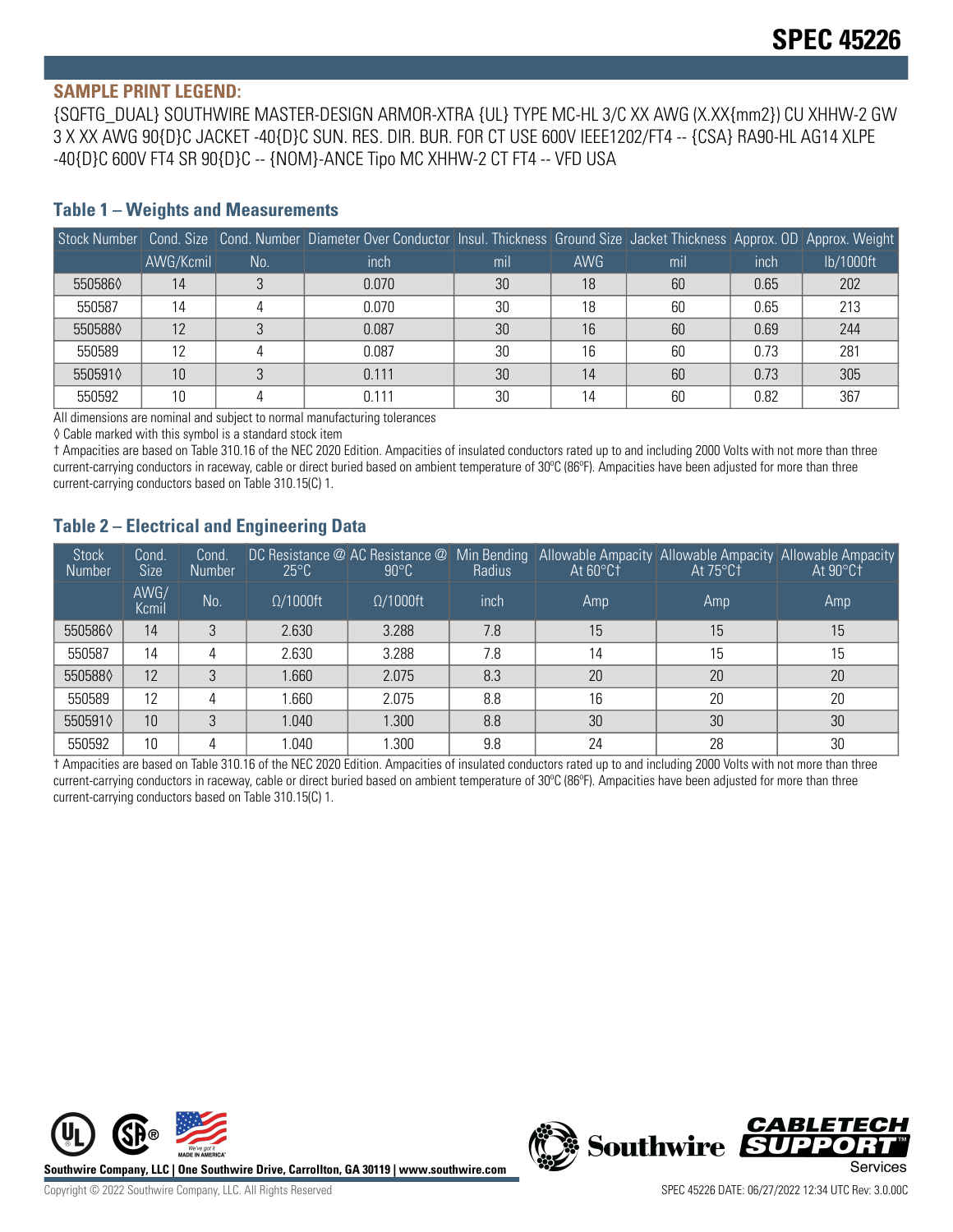# SPEC 45226

**SAMPLE PRINT LEGEND:**

{SQFTG_DUAL} SOUTHWIRE MASTER-DESIGN ARMOR-XTRA {UL} TYPE MC-HL 3/C XX AWG (X.XX{mm2}) CU XHHW-2 GW 3 X XX AWG 90{D}C JACKET -40{D}C SUN. RES. DIR. BUR. FOR CT USE 600V IEEE1202/FT4 -- {CSA} RA90-HL AG14 XLPE -40{D}C 600V FT4 SR 90{D}C -- {NOM}-ANCE Tipo MC XHHW-2 CT FT4 -- VFD USA

## Table 1 – Weights and Measurements

| Stock Number | Cond. Size | Cond. Number | Diameter Over Conductor | Insul. Thickness | Ground Size | Jacket Thickness | Approx. OD | Approx. Weight |
|---|---|---|---|---|---|---|---|---|
| | AWG/Kcmil | No. | inch | mil | AWG | mil | inch | lb/1000ft |
| 550586◊ | 14 | 3 | 0.070 | 30 | 18 | 60 | 0.65 | 202 |
| 550587 | 14 | 4 | 0.070 | 30 | 18 | 60 | 0.65 | 213 |
| 550588◊ | 12 | 3 | 0.087 | 30 | 16 | 60 | 0.69 | 244 |
| 550589 | 12 | 4 | 0.087 | 30 | 16 | 60 | 0.73 | 281 |
| 550591◊ | 10 | 3 | 0.111 | 30 | 14 | 60 | 0.73 | 305 |
| 550592 | 10 | 4 | 0.111 | 30 | 14 | 60 | 0.82 | 367 |

All dimensions are nominal and subject to normal manufacturing tolerances

◊ Cable marked with this symbol is a standard stock item

† Ampacities are based on Table 310.16 of the NEC 2020 Edition. Ampacities of insulated conductors rated up to and including 2000 Volts with not more than three current-carrying conductors in raceway, cable or direct buried based on ambient temperature of 30ºC (86ºF). Ampacities have been adjusted for more than three current-carrying conductors based on Table 310.15(C) 1.

## Table 2 – Electrical and Engineering Data

| Stock Number | Cond. Size | Cond. Number | DC Resistance @ 25°C | AC Resistance @ 90°C | Min Bending Radius | Allowable Ampacity At 60°C† | Allowable Ampacity At 75°C† | Allowable Ampacity At 90°C† |
|---|---|---|---|---|---|---|---|---|
| | AWG/ Kcmil | No. | Ω/1000ft | Ω/1000ft | inch | Amp | Amp | Amp |
| 550586◊ | 14 | 3 | 2.630 | 3.288 | 7.8 | 15 | 15 | 15 |
| 550587 | 14 | 4 | 2.630 | 3.288 | 7.8 | 14 | 15 | 15 |
| 550588◊ | 12 | 3 | 1.660 | 2.075 | 8.3 | 20 | 20 | 20 |
| 550589 | 12 | 4 | 1.660 | 2.075 | 8.8 | 16 | 20 | 20 |
| 550591◊ | 10 | 3 | 1.040 | 1.300 | 8.8 | 30 | 30 | 30 |
| 550592 | 10 | 4 | 1.040 | 1.300 | 9.8 | 24 | 28 | 30 |

† Ampacities are based on Table 310.16 of the NEC 2020 Edition. Ampacities of insulated conductors rated up to and including 2000 Volts with not more than three current-carrying conductors in raceway, cable or direct buried based on ambient temperature of 30ºC (86ºF). Ampacities have been adjusted for more than three current-carrying conductors based on Table 310.15(C) 1.

**Southwire Company, LLC | One Southwire Drive, Carrollton, GA 30119 | www.southwire.com**

Copyright © 2022 Southwire Company, LLC. All Rights Reserved

SPEC 45226 DATE: 06/27/2022 12:34 UTC Rev: 3.0.00C